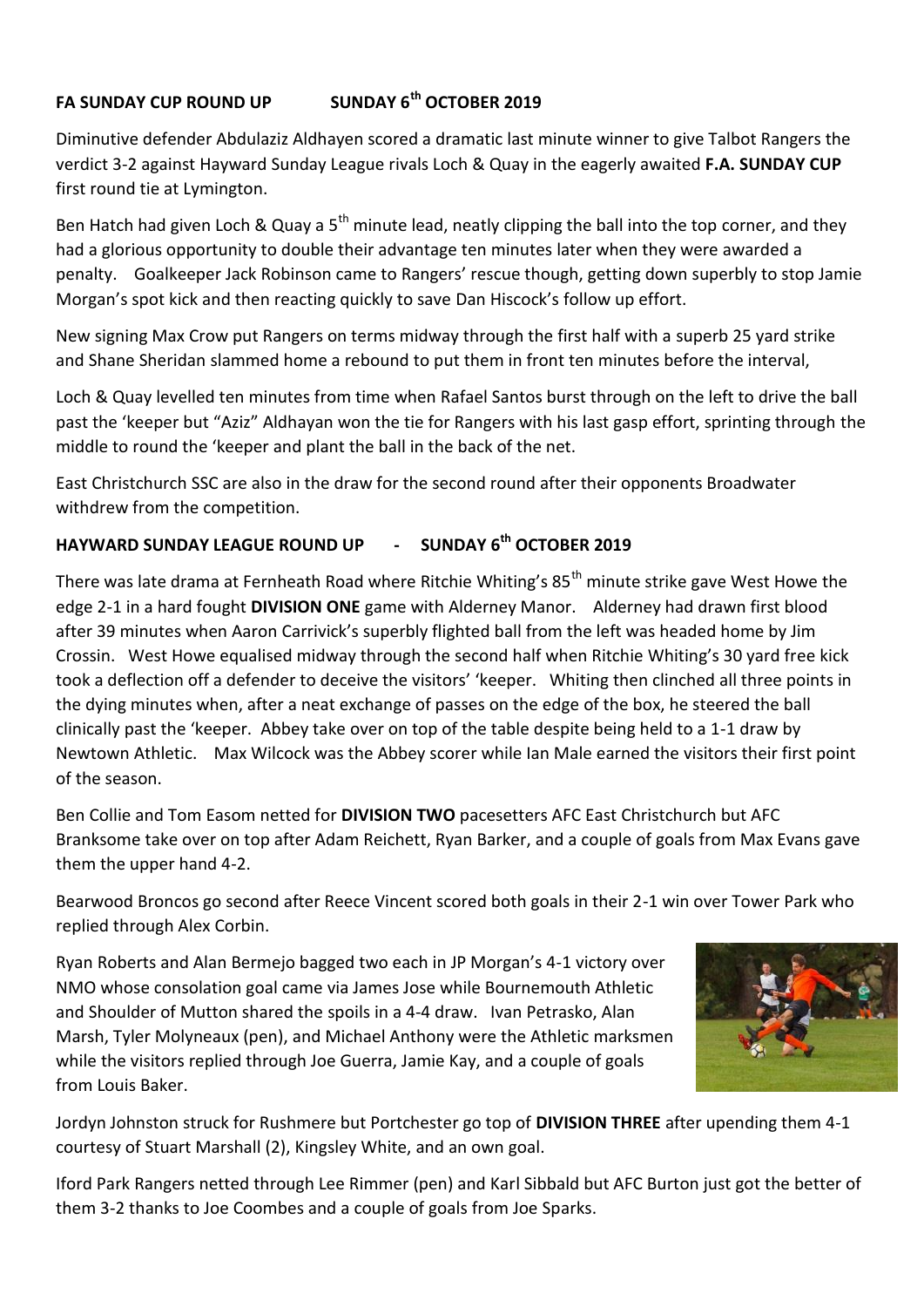**FA SUNDAY CUP ROUND UP SUNDAY 6th OCTOBER 2019**

Diminutive defender Abdulaziz Aldhayen scored a dramatic last minute winner to give Talbot Rangers the verdict 3-2 against Hayward Sunday League rivals Loch & Quay in the eagerly awaited **F.A. SUNDAY CUP** first round tie at Lymington.

Ben Hatch had given Loch & Quay a 5th minute lead, neatly clipping the ball into the top corner, and they had a glorious opportunity to double their advantage ten minutes later when they were awarded a penalty. Goalkeeper Jack Robinson came to Rangers' rescue though, getting down superbly to stop Jamie Morgan's spot kick and then reacting quickly to save Dan Hiscock's follow up effort.

New signing Max Crow put Rangers on terms midway through the first half with a superb 25 yard strike and Shane Sheridan slammed home a rebound to put them in front ten minutes before the interval,

Loch & Quay levelled ten minutes from time when Rafael Santos burst through on the left to drive the ball past the 'keeper but "Aziz" Aldhayan won the tie for Rangers with his last gasp effort, sprinting through the middle to round the 'keeper and plant the ball in the back of the net.

East Christchurch SSC are also in the draw for the second round after their opponents Broadwater withdrew from the competition.

**HAYWARD SUNDAY LEAGUE ROUND UP - SUNDAY 6th OCTOBER 2019**

There was late drama at Fernheath Road where Ritchie Whiting's 85th minute strike gave West Howe the edge 2-1 in a hard fought **DIVISION ONE** game with Alderney Manor. Alderney had drawn first blood after 39 minutes when Aaron Carrivick's superbly flighted ball from the left was headed home by Jim Crossin. West Howe equalised midway through the second half when Ritchie Whiting's 30 yard free kick took a deflection off a defender to deceive the visitors' 'keeper. Whiting then clinched all three points in the dying minutes when, after a neat exchange of passes on the edge of the box, he steered the ball clinically past the 'keeper. Abbey take over on top of the table despite being held to a 1-1 draw by Newtown Athletic. Max Wilcock was the Abbey scorer while Ian Male earned the visitors their first point of the season.

Ben Collie and Tom Easom netted for **DIVISION TWO** pacesetters AFC East Christchurch but AFC Branksome take over on top after Adam Reichett, Ryan Barker, and a couple of goals from Max Evans gave them the upper hand 4-2.

Bearwood Broncos go second after Reece Vincent scored both goals in their 2-1 win over Tower Park who replied through Alex Corbin.

Ryan Roberts and Alan Bermejo bagged two each in JP Morgan's 4-1 victory over NMO whose consolation goal came via James Jose while Bournemouth Athletic and Shoulder of Mutton shared the spoils in a 4-4 draw. Ivan Petrasko, Alan Marsh, Tyler Molyneaux (pen), and Michael Anthony were the Athletic marksmen while the visitors replied through Joe Guerra, Jamie Kay, and a couple of goals from Louis Baker.

Jordyn Johnston struck for Rushmere but Portchester go top of **DIVISION THREE** after upending them 4-1 courtesy of Stuart Marshall (2), Kingsley White, and an own goal.

Iford Park Rangers netted through Lee Rimmer (pen) and Karl Sibbald but AFC Burton just got the better of them 3-2 thanks to Joe Coombes and a couple of goals from Joe Sparks.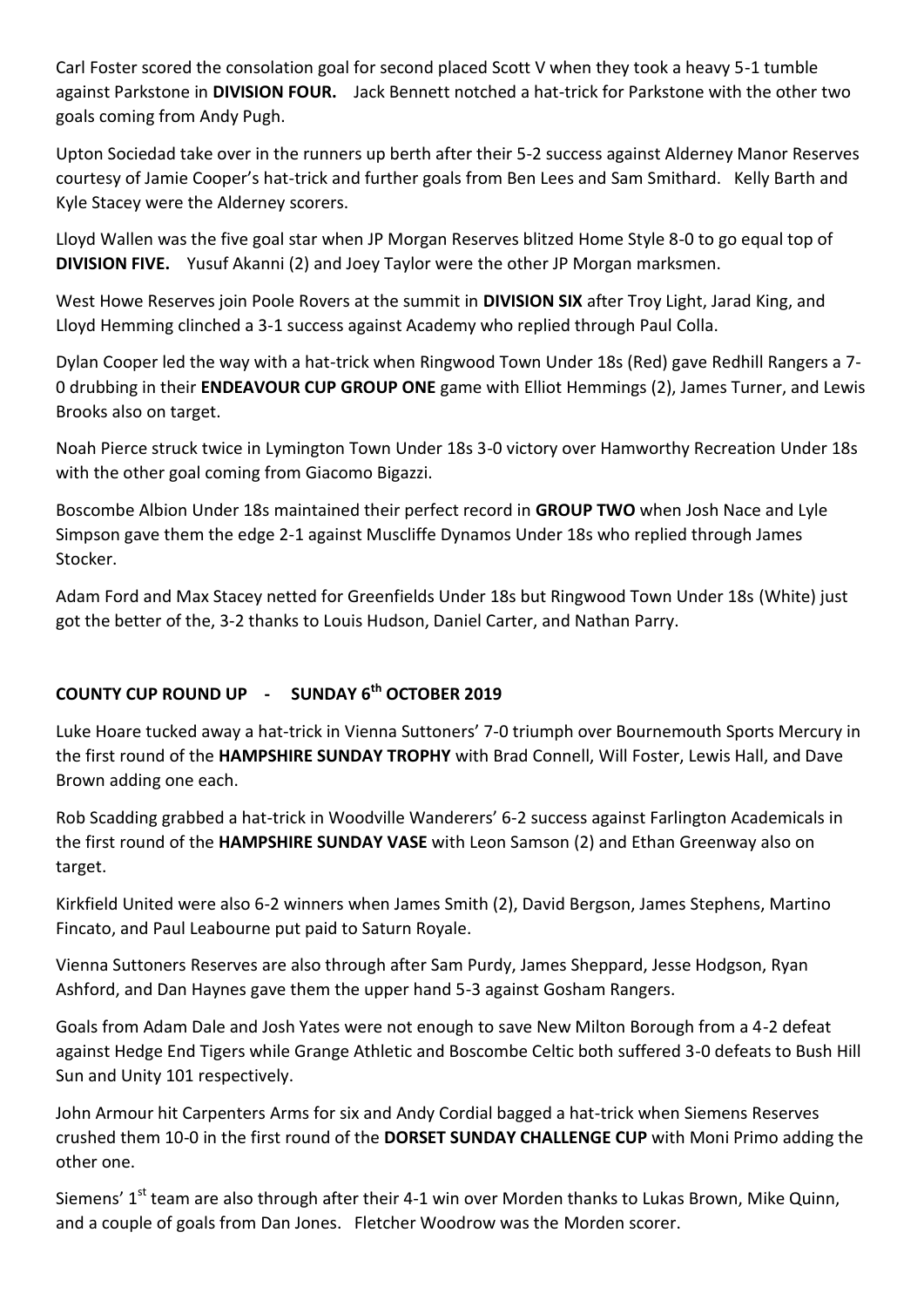Carl Foster scored the consolation goal for second placed Scott V when they took a heavy 5-1 tumble against Parkstone in **DIVISION FOUR.** Jack Bennett notched a hat-trick for Parkstone with the other two goals coming from Andy Pugh.

Upton Sociedad take over in the runners up berth after their 5-2 success against Alderney Manor Reserves courtesy of Jamie Cooper's hat-trick and further goals from Ben Lees and Sam Smithard. Kelly Barth and Kyle Stacey were the Alderney scorers.

Lloyd Wallen was the five goal star when JP Morgan Reserves blitzed Home Style 8-0 to go equal top of **DIVISION FIVE.** Yusuf Akanni (2) and Joey Taylor were the other JP Morgan marksmen.

West Howe Reserves join Poole Rovers at the summit in **DIVISION SIX** after Troy Light, Jarad King, and Lloyd Hemming clinched a 3-1 success against Academy who replied through Paul Colla.

Dylan Cooper led the way with a hat-trick when Ringwood Town Under 18s (Red) gave Redhill Rangers a 7-0 drubbing in their **ENDEAVOUR CUP GROUP ONE** game with Elliot Hemmings (2), James Turner, and Lewis Brooks also on target.

Noah Pierce struck twice in Lymington Town Under 18s 3-0 victory over Hamworthy Recreation Under 18s with the other goal coming from Giacomo Bigazzi.

Boscombe Albion Under 18s maintained their perfect record in **GROUP TWO** when Josh Nace and Lyle Simpson gave them the edge 2-1 against Muscliffe Dynamos Under 18s who replied through James Stocker.

Adam Ford and Max Stacey netted for Greenfields Under 18s but Ringwood Town Under 18s (White) just got the better of the, 3-2 thanks to Louis Hudson, Daniel Carter, and Nathan Parry.

## COUNTY CUP ROUND UP - SUNDAY 6th OCTOBER 2019

Luke Hoare tucked away a hat-trick in Vienna Suttoners' 7-0 triumph over Bournemouth Sports Mercury in the first round of the **HAMPSHIRE SUNDAY TROPHY** with Brad Connell, Will Foster, Lewis Hall, and Dave Brown adding one each.

Rob Scadding grabbed a hat-trick in Woodville Wanderers' 6-2 success against Farlington Academicals in the first round of the **HAMPSHIRE SUNDAY VASE** with Leon Samson (2) and Ethan Greenway also on target.

Kirkfield United were also 6-2 winners when James Smith (2), David Bergson, James Stephens, Martino Fincato, and Paul Leabourne put paid to Saturn Royale.

Vienna Suttoners Reserves are also through after Sam Purdy, James Sheppard, Jesse Hodgson, Ryan Ashford, and Dan Haynes gave them the upper hand 5-3 against Gosham Rangers.

Goals from Adam Dale and Josh Yates were not enough to save New Milton Borough from a 4-2 defeat against Hedge End Tigers while Grange Athletic and Boscombe Celtic both suffered 3-0 defeats to Bush Hill Sun and Unity 101 respectively.

John Armour hit Carpenters Arms for six and Andy Cordial bagged a hat-trick when Siemens Reserves crushed them 10-0 in the first round of the **DORSET SUNDAY CHALLENGE CUP** with Moni Primo adding the other one.

Siemens' 1st team are also through after their 4-1 win over Morden thanks to Lukas Brown, Mike Quinn, and a couple of goals from Dan Jones. Fletcher Woodrow was the Morden scorer.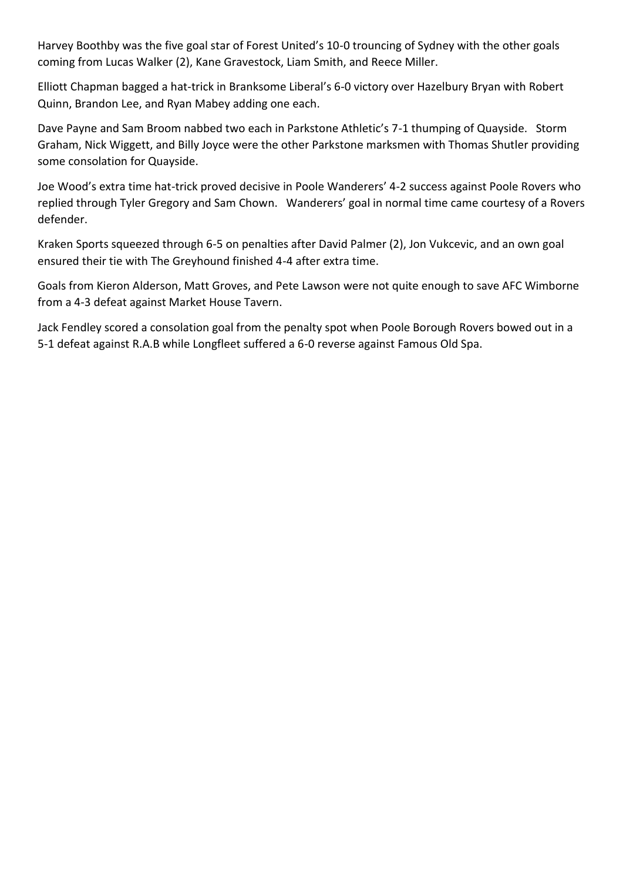Harvey Boothby was the five goal star of Forest United's 10-0 trouncing of Sydney with the other goals coming from Lucas Walker (2), Kane Gravestock, Liam Smith, and Reece Miller.

Elliott Chapman bagged a hat-trick in Branksome Liberal's 6-0 victory over Hazelbury Bryan with Robert Quinn, Brandon Lee, and Ryan Mabey adding one each.

Dave Payne and Sam Broom nabbed two each in Parkstone Athletic's 7-1 thumping of Quayside. Storm Graham, Nick Wiggett, and Billy Joyce were the other Parkstone marksmen with Thomas Shutler providing some consolation for Quayside.

Joe Wood's extra time hat-trick proved decisive in Poole Wanderers' 4-2 success against Poole Rovers who replied through Tyler Gregory and Sam Chown. Wanderers' goal in normal time came courtesy of a Rovers defender.

Kraken Sports squeezed through 6-5 on penalties after David Palmer (2), Jon Vukcevic, and an own goal ensured their tie with The Greyhound finished 4-4 after extra time.

Goals from Kieron Alderson, Matt Groves, and Pete Lawson were not quite enough to save AFC Wimborne from a 4-3 defeat against Market House Tavern.

Jack Fendley scored a consolation goal from the penalty spot when Poole Borough Rovers bowed out in a 5-1 defeat against R.A.B while Longfleet suffered a 6-0 reverse against Famous Old Spa.